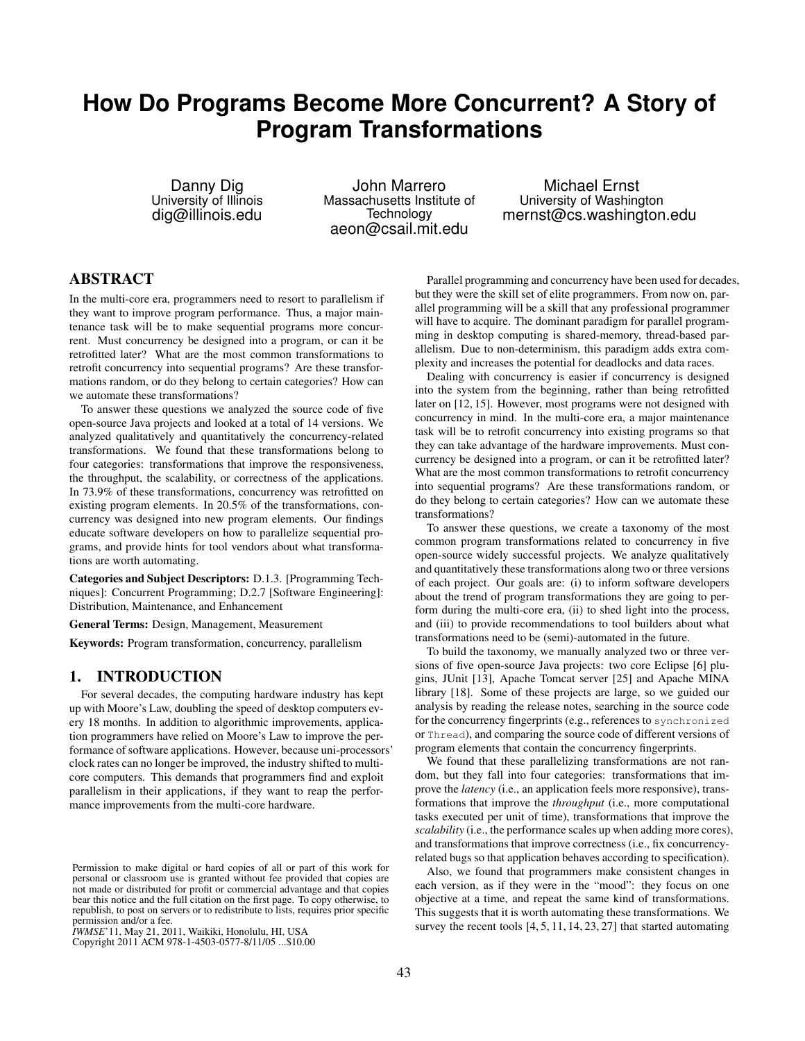# How Do Programs Become More Concurrent? A Story of Program Transformations

Danny Dig
University of Illinois
dig@illinois.edu

John Marrero
Massachusetts Institute of Technology
aeon@csail.mit.edu

Michael Ernst
University of Washington
mernst@cs.washington.edu

## ABSTRACT

In the multi-core era, programmers need to resort to parallelism if they want to improve program performance. Thus, a major maintenance task will be to make sequential programs more concurrent. Must concurrency be designed into a program, or can it be retrofitted later? What are the most common transformations to retrofit concurrency into sequential programs? Are these transformations random, or do they belong to certain categories? How can we automate these transformations?

To answer these questions we analyzed the source code of five open-source Java projects and looked at a total of 14 versions. We analyzed qualitatively and quantitatively the concurrency-related transformations. We found that these transformations belong to four categories: transformations that improve the responsiveness, the throughput, the scalability, or correctness of the applications. In 73.9% of these transformations, concurrency was retrofitted on existing program elements. In 20.5% of the transformations, concurrency was designed into new program elements. Our findings educate software developers on how to parallelize sequential programs, and provide hints for tool vendors about what transformations are worth automating.

**Categories and Subject Descriptors:** D.1.3. [Programming Techniques]: Concurrent Programming; D.2.7 [Software Engineering]: Distribution, Maintenance, and Enhancement

**General Terms:** Design, Management, Measurement

**Keywords:** Program transformation, concurrency, parallelism

## 1. INTRODUCTION

For several decades, the computing hardware industry has kept up with Moore's Law, doubling the speed of desktop computers every 18 months. In addition to algorithmic improvements, application programmers have relied on Moore's Law to improve the performance of software applications. However, because uni-processors' clock rates can no longer be improved, the industry shifted to multi-core computers. This demands that programmers find and exploit parallelism in their applications, if they want to reap the performance improvements from the multi-core hardware.

Permission to make digital or hard copies of all or part of this work for personal or classroom use is granted without fee provided that copies are not made or distributed for profit or commercial advantage and that copies bear this notice and the full citation on the first page. To copy otherwise, to republish, to post on servers or to redistribute to lists, requires prior specific permission and/or a fee.
*IWMSE'11*, May 21, 2011, Waikiki, Honolulu, HI, USA
Copyright 2011 ACM 978-1-4503-0577-8/11/05 ...$10.00

Parallel programming and concurrency have been used for decades, but they were the skill set of elite programmers. From now on, parallel programming will be a skill that any professional programmer will have to acquire. The dominant paradigm for parallel programming in desktop computing is shared-memory, thread-based parallelism. Due to non-determinism, this paradigm adds extra complexity and increases the potential for deadlocks and data races.

Dealing with concurrency is easier if concurrency is designed into the system from the beginning, rather than being retrofitted later on [12, 15]. However, most programs were not designed with concurrency in mind. In the multi-core era, a major maintenance task will be to retrofit concurrency into existing programs so that they can take advantage of the hardware improvements. Must concurrency be designed into a program, or can it be retrofitted later? What are the most common transformations to retrofit concurrency into sequential programs? Are these transformations random, or do they belong to certain categories? How can we automate these transformations?

To answer these questions, we create a taxonomy of the most common program transformations related to concurrency in five open-source widely successful projects. We analyze qualitatively and quantitatively these transformations along two or three versions of each project. Our goals are: (i) to inform software developers about the trend of program transformations they are going to perform during the multi-core era, (ii) to shed light into the process, and (iii) to provide recommendations to tool builders about what transformations need to be (semi)-automated in the future.

To build the taxonomy, we manually analyzed two or three versions of five open-source Java projects: two core Eclipse [6] plugins, JUnit [13], Apache Tomcat server [25] and Apache MINA library [18]. Some of these projects are large, so we guided our analysis by reading the release notes, searching in the source code for the concurrency fingerprints (e.g., references to `synchronized` or `Thread`), and comparing the source code of different versions of program elements that contain the concurrency fingerprints.

We found that these parallelizing transformations are not random, but they fall into four categories: transformations that improve the *latency* (i.e., an application feels more responsive), transformations that improve the *throughput* (i.e., more computational tasks executed per unit of time), transformations that improve the *scalability* (i.e., the performance scales up when adding more cores), and transformations that improve correctness (i.e., fix concurrency-related bugs so that application behaves according to specification).

Also, we found that programmers make consistent changes in each version, as if they were in the "mood": they focus on one objective at a time, and repeat the same kind of transformations. This suggests that it is worth automating these transformations. We survey the recent tools [4, 5, 11, 14, 23, 27] that started automating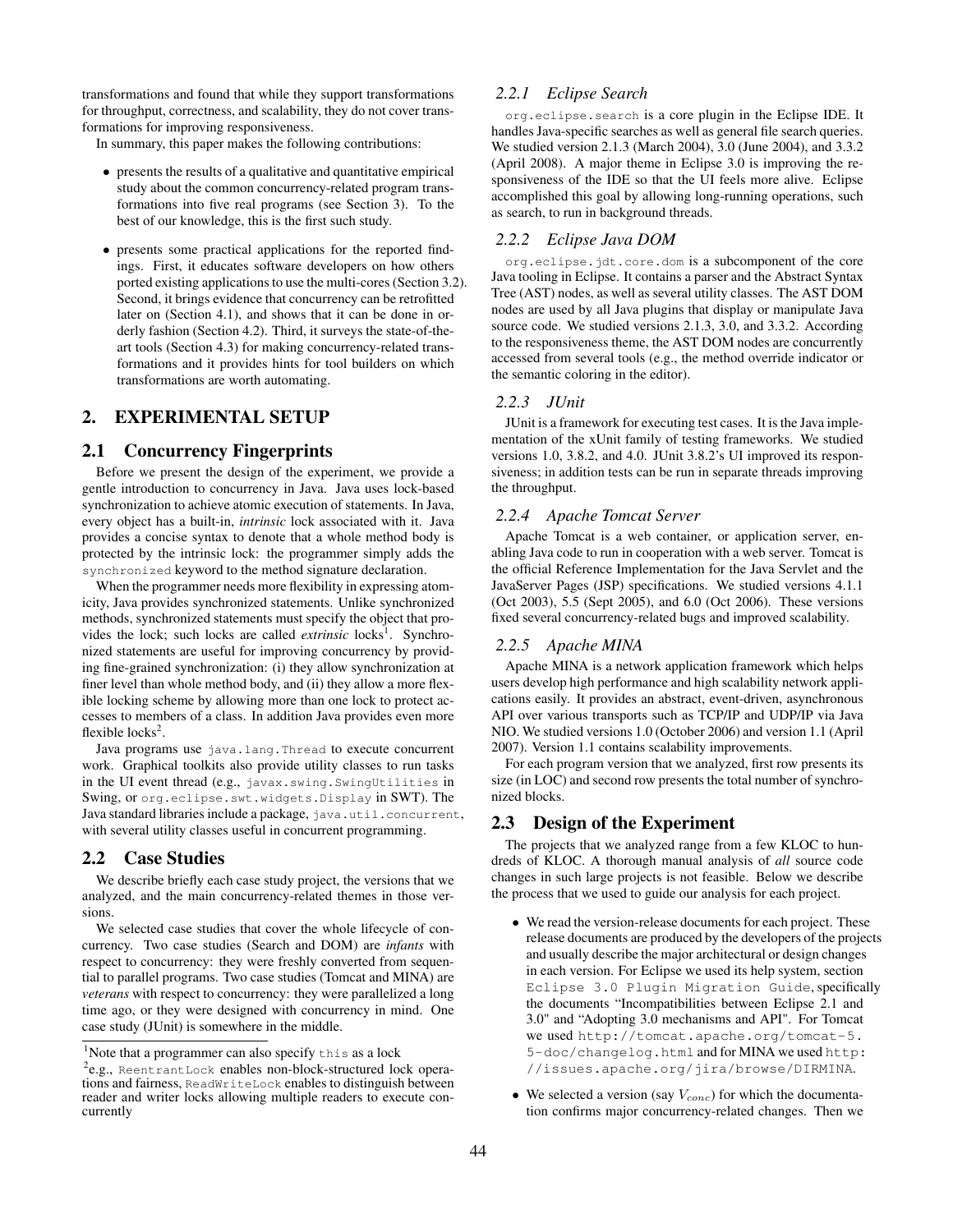transformations and found that while they support transformations for throughput, correctness, and scalability, they do not cover transformations for improving responsiveness.

In summary, this paper makes the following contributions:

- presents the results of a qualitative and quantitative empirical study about the common concurrency-related program transformations into five real programs (see Section 3). To the best of our knowledge, this is the first such study.
- presents some practical applications for the reported findings. First, it educates software developers on how others ported existing applications to use the multi-cores (Section 3.2). Second, it brings evidence that concurrency can be retrofitted later on (Section 4.1), and shows that it can be done in orderly fashion (Section 4.2). Third, it surveys the state-of-the-art tools (Section 4.3) for making concurrency-related transformations and it provides hints for tool builders on which transformations are worth automating.

## 2. EXPERIMENTAL SETUP

### 2.1 Concurrency Fingerprints

Before we present the design of the experiment, we provide a gentle introduction to concurrency in Java. Java uses lock-based synchronization to achieve atomic execution of statements. In Java, every object has a built-in, *intrinsic* lock associated with it. Java provides a concise syntax to denote that a whole method body is protected by the intrinsic lock: the programmer simply adds the `synchronized` keyword to the method signature declaration.

When the programmer needs more flexibility in expressing atomicity, Java provides synchronized statements. Unlike synchronized methods, synchronized statements must specify the object that provides the lock; such locks are called *extrinsic* locks[1]. Synchronized statements are useful for improving concurrency by providing fine-grained synchronization: (i) they allow synchronization at finer level than whole method body, and (ii) they allow a more flexible locking scheme by allowing more than one lock to protect accesses to members of a class. In addition Java provides even more flexible locks[2].

Java programs use `java.lang.Thread` to execute concurrent work. Graphical toolkits also provide utility classes to run tasks in the UI event thread (e.g., `javax.swing.SwingUtilities` in Swing, or `org.eclipse.swt.widgets.Display` in SWT). The Java standard libraries include a package, `java.util.concurrent`, with several utility classes useful in concurrent programming.

### 2.2 Case Studies

We describe briefly each case study project, the versions that we analyzed, and the main concurrency-related themes in those versions.

We selected case studies that cover the whole lifecycle of concurrency. Two case studies (Search and DOM) are *infants* with respect to concurrency: they were freshly converted from sequential to parallel programs. Two case studies (Tomcat and MINA) are *veterans* with respect to concurrency: they were parallelized a long time ago, or they were designed with concurrency in mind. One case study (JUnit) is somewhere in the middle.

[1] Note that a programmer can also specify `this` as a lock

[2] e.g., `ReentrantLock` enables non-block-structured lock operations and fairness, `ReadWriteLock` enables to distinguish between reader and writer locks allowing multiple readers to execute concurrently

#### 2.2.1 Eclipse Search

`org.eclipse.search` is a core plugin in the Eclipse IDE. It handles Java-specific searches as well as general file search queries. We studied version 2.1.3 (March 2004), 3.0 (June 2004), and 3.3.2 (April 2008). A major theme in Eclipse 3.0 is improving the responsiveness of the IDE so that the UI feels more alive. Eclipse accomplished this goal by allowing long-running operations, such as search, to run in background threads.

#### 2.2.2 Eclipse Java DOM

`org.eclipse.jdt.core.dom` is a subcomponent of the core Java tooling in Eclipse. It contains a parser and the Abstract Syntax Tree (AST) nodes, as well as several utility classes. The AST DOM nodes are used by all Java plugins that display or manipulate Java source code. We studied versions 2.1.3, 3.0, and 3.3.2. According to the responsiveness theme, the AST DOM nodes are concurrently accessed from several tools (e.g., the method override indicator or the semantic coloring in the editor).

#### 2.2.3 JUnit

JUnit is a framework for executing test cases. It is the Java implementation of the xUnit family of testing frameworks. We studied versions 1.0, 3.8.2, and 4.0. JUnit 3.8.2's UI improved its responsiveness; in addition tests can be run in separate threads improving the throughput.

#### 2.2.4 Apache Tomcat Server

Apache Tomcat is a web container, or application server, enabling Java code to run in cooperation with a web server. Tomcat is the official Reference Implementation for the Java Servlet and the JavaServer Pages (JSP) specifications. We studied versions 4.1.1 (Oct 2003), 5.5 (Sept 2005), and 6.0 (Oct 2006). These versions fixed several concurrency-related bugs and improved scalability.

#### 2.2.5 Apache MINA

Apache MINA is a network application framework which helps users develop high performance and high scalability network applications easily. It provides an abstract, event-driven, asynchronous API over various transports such as TCP/IP and UDP/IP via Java NIO. We studied versions 1.0 (October 2006) and version 1.1 (April 2007). Version 1.1 contains scalability improvements.

For each program version that we analyzed, first row presents its size (in LOC) and second row presents the total number of synchronized blocks.

### 2.3 Design of the Experiment

The projects that we analyzed range from a few KLOC to hundreds of KLOC. A thorough manual analysis of *all* source code changes in such large projects is not feasible. Below we describe the process that we used to guide our analysis for each project.

- We read the version-release documents for each project. These release documents are produced by the developers of the projects and usually describe the major architectural or design changes in each version. For Eclipse we used its help system, section `Eclipse 3.0 Plugin Migration Guide`, specifically the documents "Incompatibilities between Eclipse 2.1 and 3.0" and "Adopting 3.0 mechanisms and API". For Tomcat we used `http://tomcat.apache.org/tomcat-5.5-doc/changelog.html` and for MINA we used `http://issues.apache.org/jira/browse/DIRMINA`.
- We selected a version (say $V_{conc}$) for which the documentation confirms major concurrency-related changes. Then we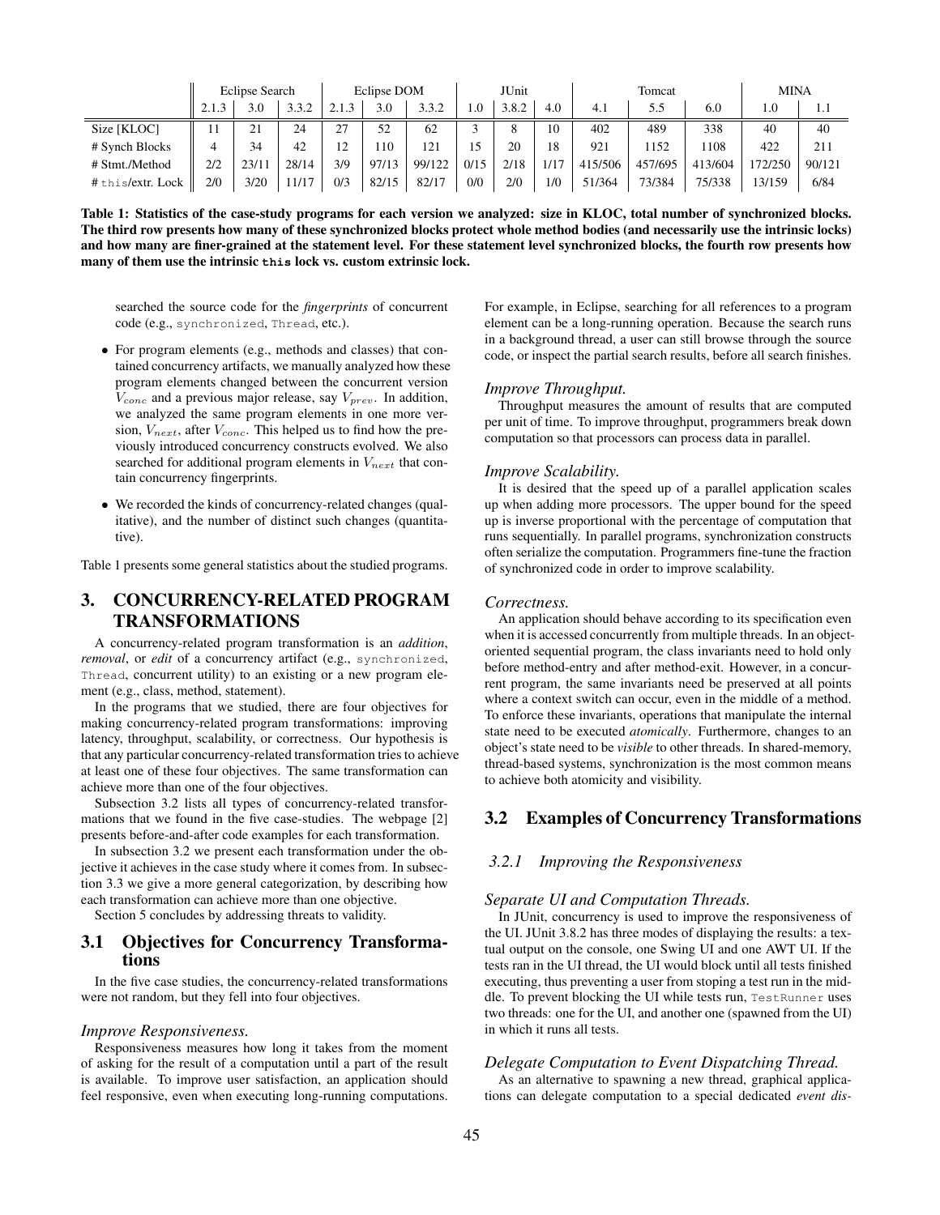| | Eclipse Search | | | Eclipse DOM | | | JUnit | | | Tomcat | | | MINA | |
|---|---|---|---|---|---|---|---|---|---|---|---|---|---|---|
| | 2.1.3 | 3.0 | 3.3.2 | 2.1.3 | 3.0 | 3.3.2 | 1.0 | 3.8.2 | 4.0 | 4.1 | 5.5 | 6.0 | 1.0 | 1.1 |
| Size [KLOC] | 11 | 21 | 24 | 27 | 52 | 62 | 3 | 8 | 10 | 402 | 489 | 338 | 40 | 40 |
| # Synch Blocks | 4 | 34 | 42 | 12 | 110 | 121 | 15 | 20 | 18 | 921 | 1152 | 1108 | 422 | 211 |
| # Stmt./Method | 2/2 | 23/11 | 28/14 | 3/9 | 97/13 | 99/122 | 0/15 | 2/18 | 1/17 | 415/506 | 457/695 | 413/604 | 172/250 | 90/121 |
| # this/extr. Lock | 2/0 | 3/20 | 11/17 | 0/3 | 82/15 | 82/17 | 0/0 | 2/0 | 1/0 | 51/364 | 73/384 | 75/338 | 13/159 | 6/84 |

**Table 1: Statistics of the case-study programs for each version we analyzed: size in KLOC, total number of synchronized blocks. The third row presents how many of these synchronized blocks protect whole method bodies (and necessarily use the intrinsic locks) and how many are finer-grained at the statement level. For these statement level synchronized blocks, the fourth row presents how many of them use the intrinsic `this` lock vs. custom extrinsic lock.**

searched the source code for the *fingerprints* of concurrent code (e.g., `synchronized`, `Thread`, etc.).

- For program elements (e.g., methods and classes) that contained concurrency artifacts, we manually analyzed how these program elements changed between the concurrent version $V_{conc}$ and a previous major release, say $V_{prev}$. In addition, we analyzed the same program elements in one more version, $V_{next}$, after $V_{conc}$. This helped us to find how the previously introduced concurrency constructs evolved. We also searched for additional program elements in $V_{next}$ that contain concurrency fingerprints.
- We recorded the kinds of concurrency-related changes (qualitative), and the number of distinct such changes (quantitative).

Table 1 presents some general statistics about the studied programs.

# 3. CONCURRENCY-RELATED PROGRAM TRANSFORMATIONS

A concurrency-related program transformation is an *addition*, *removal*, or *edit* of a concurrency artifact (e.g., `synchronized`, `Thread`, concurrent utility) to an existing or a new program element (e.g., class, method, statement).

In the programs that we studied, there are four objectives for making concurrency-related program transformations: improving latency, throughput, scalability, or correctness. Our hypothesis is that any particular concurrency-related transformation tries to achieve at least one of these four objectives. The same transformation can achieve more than one of the four objectives.

Subsection 3.2 lists all types of concurrency-related transformations that we found in the five case-studies. The webpage [2] presents before-and-after code examples for each transformation.

In subsection 3.2 we present each transformation under the objective it achieves in the case study where it comes from. In subsection 3.3 we give a more general categorization, by describing how each transformation can achieve more than one objective.

Section 5 concludes by addressing threats to validity.

## 3.1 Objectives for Concurrency Transformations

In the five case studies, the concurrency-related transformations were not random, but they fell into four objectives.

*Improve Responsiveness.*

Responsiveness measures how long it takes from the moment of asking for the result of a computation until a part of the result is available. To improve user satisfaction, an application should feel responsive, even when executing long-running computations. For example, in Eclipse, searching for all references to a program element can be a long-running operation. Because the search runs in a background thread, a user can still browse through the source code, or inspect the partial search results, before all search finishes.

*Improve Throughput.*

Throughput measures the amount of results that are computed per unit of time. To improve throughput, programmers break down computation so that processors can process data in parallel.

*Improve Scalability.*

It is desired that the speed up of a parallel application scales up when adding more processors. The upper bound for the speed up is inverse proportional with the percentage of computation that runs sequentially. In parallel programs, synchronization constructs often serialize the computation. Programmers fine-tune the fraction of synchronized code in order to improve scalability.

*Correctness.*

An application should behave according to its specification even when it is accessed concurrently from multiple threads. In an object-oriented sequential program, the class invariants need to hold only before method-entry and after method-exit. However, in a concurrent program, the same invariants need be preserved at all points where a context switch can occur, even in the middle of a method. To enforce these invariants, operations that manipulate the internal state need to be executed *atomically*. Furthermore, changes to an object's state need to be *visible* to other threads. In shared-memory, thread-based systems, synchronization is the most common means to achieve both atomicity and visibility.

## 3.2 Examples of Concurrency Transformations

### 3.2.1 Improving the Responsiveness

*Separate UI and Computation Threads.*

In JUnit, concurrency is used to improve the responsiveness of the UI. JUnit 3.8.2 has three modes of displaying the results: a textual output on the console, one Swing UI and one AWT UI. If the tests ran in the UI thread, the UI would block until all tests finished executing, thus preventing a user from stoping a test run in the middle. To prevent blocking the UI while tests run, `TestRunner` uses two threads: one for the UI, and another one (spawned from the UI) in which it runs all tests.

*Delegate Computation to Event Dispatching Thread.*

As an alternative to spawning a new thread, graphical applications can delegate computation to a special dedicated *event dis-*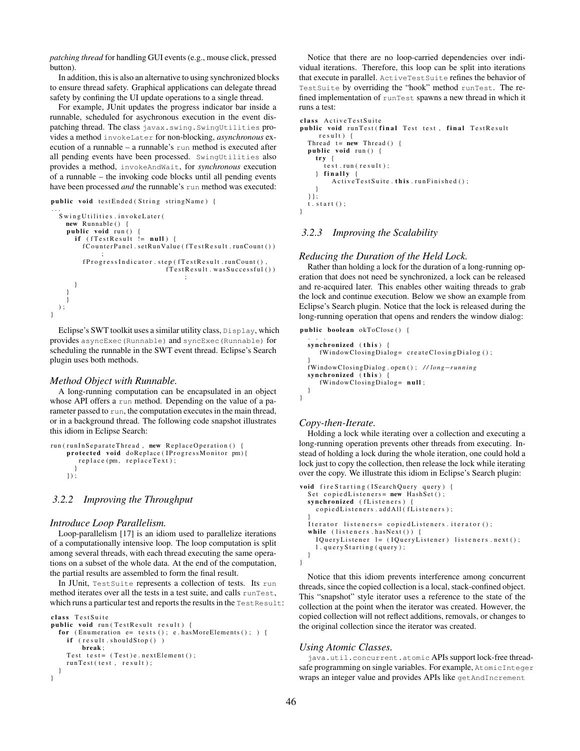*patching thread* for handling GUI events (e.g., mouse click, pressed button).

In addition, this is also an alternative to using synchronized blocks to ensure thread safety. Graphical applications can delegate thread safety by confining the UI update operations to a single thread.

For example, JUnit updates the progress indicator bar inside a runnable, scheduled for asychronous execution in the event dispatching thread. The class `javax.swing.SwingUtilities` provides a method `invokeLater` for non-blocking, *asynchronous* execution of a runnable – a runnable's `run` method is executed after all pending events have been processed. `SwingUtilities` also provides a method, `invokeAndWait`, for *synchronous* execution of a runnable – the invoking code blocks until all pending events have been processed *and* the runnable's `run` method was executed:

```
public void testEnded(String stringName) {
 ...
  SwingUtilities.invokeLater(
    new Runnable() {
    public void run() {
      if (fTestResult != null) {
        fCounterPanel.setRunValue(fTestResult.runCount())
              ;
        fProgressIndicator.step(fTestResult.runCount(),
                                fTestResult.wasSuccessful())
                                        ;
      }
    }
    }
  );
}
```

Eclipse's SWT toolkit uses a similar utility class, `Display`, which provides `asyncExec(Runnable)` and `syncExec(Runnable)` for scheduling the runnable in the SWT event thread. Eclipse's Search plugin uses both methods.

*Method Object with Runnable.*

A long-running computation can be encapsulated in an object whose API offers a `run` method. Depending on the value of a parameter passed to `run`, the computation executes in the main thread, or in a background thread. The following code snapshot illustrates this idiom in Eclipse Search:

```
run(runInSeparateThread, new ReplaceOperation() {
    protected void doReplace(IProgressMonitor pm){
       replace(pm, replaceText);
      }
    });
```

### 3.2.2 Improving the Throughput

*Introduce Loop Parallelism.*

Loop-parallelism [17] is an idiom used to parallelize iterations of a computationally intensive loop. The loop computation is split among several threads, with each thread executing the same operations on a subset of the whole data. At the end of the computation, the partial results are assembled to form the final result.

In JUnit, `TestSuite` represents a collection of tests. Its `run` method iterates over all the tests in a test suite, and calls `runTest`, which runs a particular test and reports the results in the `TestResult`:

```
class TestSuite
public void run(TestResult result) {
  for (Enumeration e= tests(); e.hasMoreElements(); ) {
    if (result.shouldStop() )
        break;
    Test test= (Test)e.nextElement();
    runTest(test, result);
  }
}
```

Notice that there are no loop-carried dependencies over individual iterations. Therefore, this loop can be split into iterations that execute in parallel. `ActiveTestSuite` refines the behavior of `TestSuite` by overriding the "hook" method `runTest`. The refined implementation of `runTest` spawns a new thread in which it runs a test:

```
class ActiveTestSuite
public void runTest(final Test test, final TestResult
    result) {
  Thread t= new Thread() {
  public void run() {
    try {
      test.run(result);
    } finally {
        ActiveTestSuite.this.runFinished();
    }
  }};
  t.start();
}
```

### 3.2.3 Improving the Scalability

*Reducing the Duration of the Held Lock.*

Rather than holding a lock for the duration of a long-running operation that does not need be synchronized, a lock can be released and re-acquired later. This enables other waiting threads to grab the lock and continue execution. Below we show an example from Eclipse's Search plugin. Notice that the lock is released during the long-running operation that opens and renders the window dialog:

```
public boolean okToClose() {
  . . .
  synchronized (this) {
     fWindowClosingDialog= createClosingDialog();
  }
  fWindowClosingDialog.open(); //long-running
  synchronized (this) {
     fWindowClosingDialog= null;
  }
}
```

*Copy-then-Iterate.*

Holding a lock while iterating over a collection and executing a long-running operation prevents other threads from executing. Instead of holding a lock during the whole iteration, one could hold a lock just to copy the collection, then release the lock while iterating over the copy. We illustrate this idiom in Eclipse's Search plugin:

```
void fireStarting(ISearchQuery query) {
  Set copiedListeners= new HashSet();
  synchronized (fListeners) {
    copiedListeners.addAll(fListeners);
  }
  Iterator listeners= copiedListeners.iterator();
  while (listeners.hasNext()) {
    IQueryListener l= (IQueryListener) listeners.next();
    l.queryStarting(query);
  }
}
```

Notice that this idiom prevents interference among concurrent threads, since the copied collection is a local, stack-confined object. This "snapshot" style iterator uses a reference to the state of the collection at the point when the iterator was created. However, the copied collection will not reflect additions, removals, or changes to the original collection since the iterator was created.

*Using Atomic Classes.*

`java.util.concurrent.atomic` APIs support lock-free thread-safe programming on single variables. For example, `AtomicInteger` wraps an integer value and provides APIs like `getAndIncrement`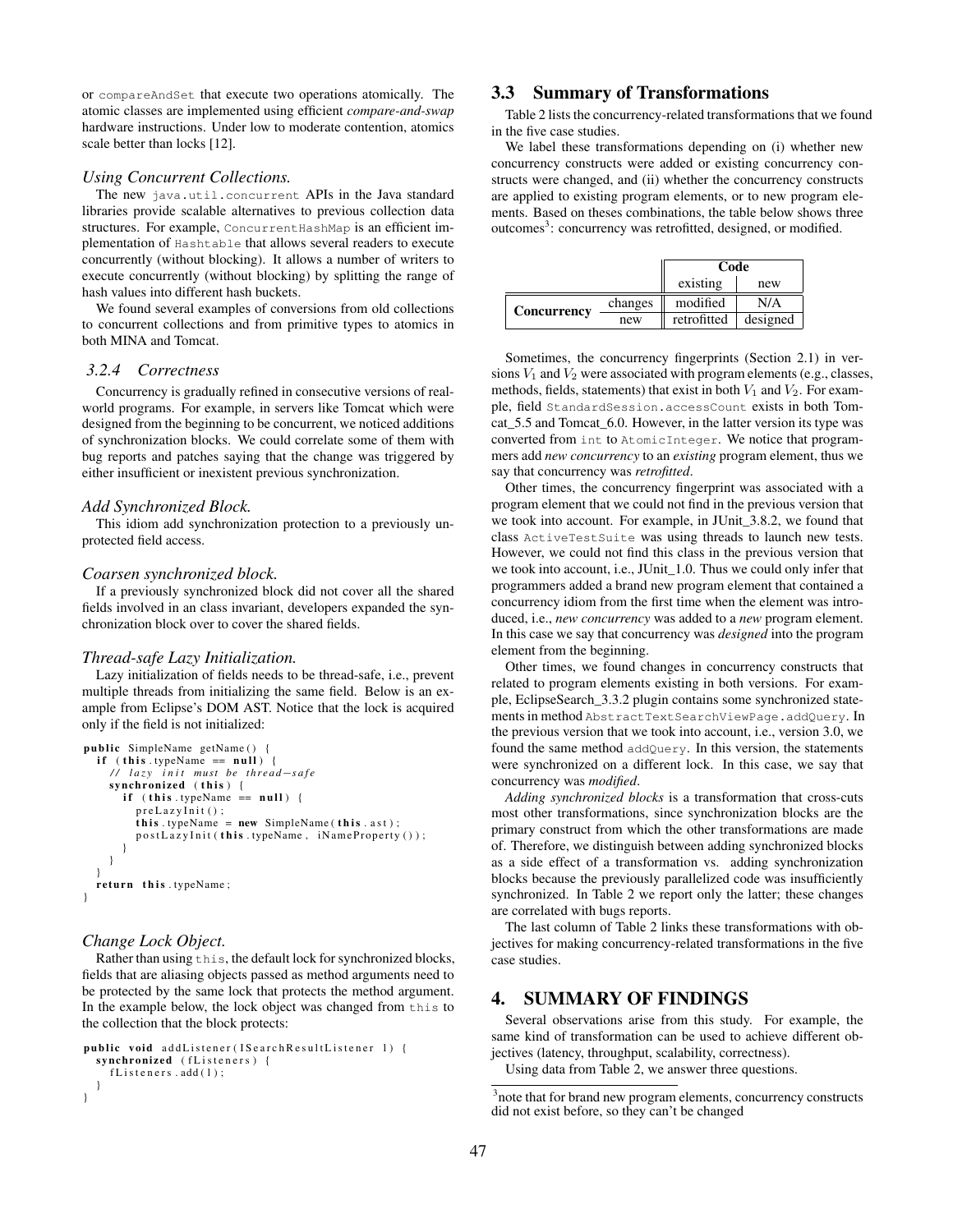or compareAndSet that execute two operations atomically. The atomic classes are implemented using efficient *compare-and-swap* hardware instructions. Under low to moderate contention, atomics scale better than locks [12].

#### *Using Concurrent Collections.*

The new java.util.concurrent APIs in the Java standard libraries provide scalable alternatives to previous collection data structures. For example, ConcurrentHashMap is an efficient implementation of Hashtable that allows several readers to execute concurrently (without blocking). It allows a number of writers to execute concurrently (without blocking) by splitting the range of hash values into different hash buckets.

We found several examples of conversions from old collections to concurrent collections and from primitive types to atomics in both MINA and Tomcat.

### *3.2.4 Correctness*

Concurrency is gradually refined in consecutive versions of real-world programs. For example, in servers like Tomcat which were designed from the beginning to be concurrent, we noticed additions of synchronization blocks. We could correlate some of them with bug reports and patches saying that the change was triggered by either insufficient or inexistent previous synchronization.

#### *Add Synchronized Block.*

This idiom add synchronization protection to a previously unprotected field access.

#### *Coarsen synchronized block.*

If a previously synchronized block did not cover all the shared fields involved in an class invariant, developers expanded the synchronization block over to cover the shared fields.

#### *Thread-safe Lazy Initialization.*

Lazy initialization of fields needs to be thread-safe, i.e., prevent multiple threads from initializing the same field. Below is an example from Eclipse's DOM AST. Notice that the lock is acquired only if the field is not initialized:

```
public SimpleName getName() {
  if (this.typeName == null) {
    // lazy init must be thread-safe
    synchronized (this) {
      if (this.typeName == null) {
        preLazyInit();
        this.typeName = new SimpleName(this.ast);
        postLazyInit(this.typeName, iNameProperty());
      }
    }
  }
  return this.typeName;
}
```

#### *Change Lock Object.*

Rather than using this, the default lock for synchronized blocks, fields that are aliasing objects passed as method arguments need to be protected by the same lock that protects the method argument. In the example below, the lock object was changed from this to the collection that the block protects:

```
public void addListener(ISearchResultListener l) {
  synchronized (fListeners) {
    fListeners.add(l);
  }
}
```

## 3.3 Summary of Transformations

Table 2 lists the concurrency-related transformations that we found in the five case studies.

We label these transformations depending on (i) whether new concurrency constructs were added or existing concurrency constructs were changed, and (ii) whether the concurrency constructs are applied to existing program elements, or to new program elements. Based on theses combinations, the table below shows three outcomes[3]: concurrency was retrofitted, designed, or modified.

| | | **Code** | |
|---|---|---|---|
| | | existing | new |
| **Concurrency** | changes | modified | N/A |
| | new | retrofitted | designed |

Sometimes, the concurrency fingerprints (Section 2.1) in versions $V_1$ and $V_2$ were associated with program elements (e.g., classes, methods, fields, statements) that exist in both $V_1$ and $V_2$. For example, field StandardSession.accessCount exists in both Tomcat_5.5 and Tomcat_6.0. However, in the latter version its type was converted from int to AtomicInteger. We notice that programmers add *new concurrency* to an *existing* program element, thus we say that concurrency was *retrofitted*.

Other times, the concurrency fingerprint was associated with a program element that we could not find in the previous version that we took into account. For example, in JUnit_3.8.2, we found that class ActiveTestSuite was using threads to launch new tests. However, we could not find this class in the previous version that we took into account, i.e., JUnit_1.0. Thus we could only infer that programmers added a brand new program element that contained a concurrency idiom from the first time when the element was introduced, i.e., *new concurrency* was added to a *new* program element. In this case we say that concurrency was *designed* into the program element from the beginning.

Other times, we found changes in concurrency constructs that related to program elements existing in both versions. For example, EclipseSearch_3.3.2 plugin contains some synchronized statements in method AbstractTextSearchViewPage.addQuery. In the previous version that we took into account, i.e., version 3.0, we found the same method addQuery. In this version, the statements were synchronized on a different lock. In this case, we say that concurrency was *modified*.

*Adding synchronized blocks* is a transformation that cross-cuts most other transformations, since synchronization blocks are the primary construct from which the other transformations are made of. Therefore, we distinguish between adding synchronized blocks as a side effect of a transformation vs. adding synchronization blocks because the previously parallelized code was insufficiently synchronized. In Table 2 we report only the latter; these changes are correlated with bugs reports.

The last column of Table 2 links these transformations with objectives for making concurrency-related transformations in the five case studies.

# 4. SUMMARY OF FINDINGS

Several observations arise from this study. For example, the same kind of transformation can be used to achieve different objectives (latency, throughput, scalability, correctness).

Using data from Table 2, we answer three questions.

[3] note that for brand new program elements, concurrency constructs did not exist before, so they can't be changed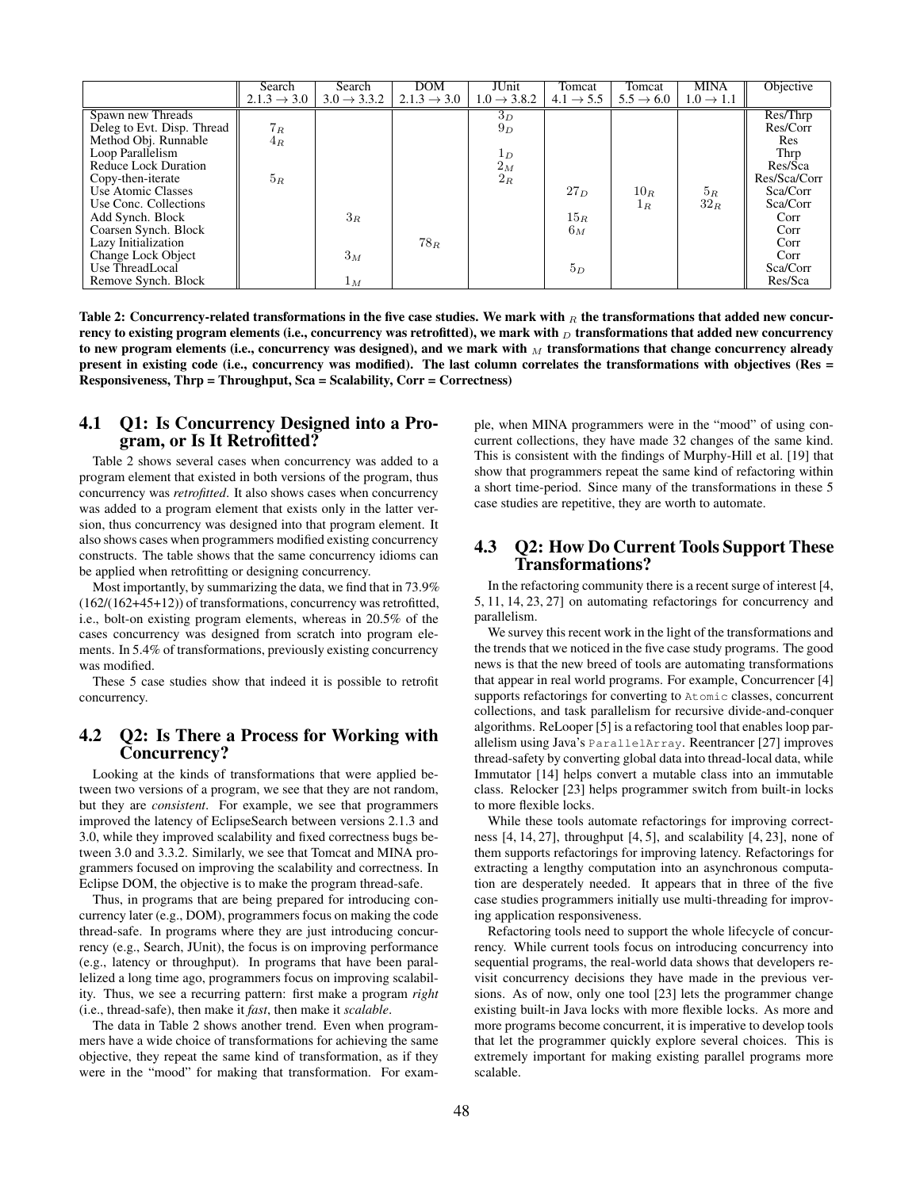|  | Search 2.1.3 → 3.0 | Search 3.0 → 3.3.2 | DOM 2.1.3 → 3.0 | JUnit 1.0 → 3.8.2 | Tomcat 4.1 → 5.5 | Tomcat 5.5 → 6.0 | MINA 1.0 → 1.1 | Objective |
|---|---|---|---|---|---|---|---|---|
| Spawn new Threads |  |  |  | $3_D$ |  |  |  | Res/Thrp |
| Deleg to Evt. Disp. Thread | $7_R$ |  |  | $9_D$ |  |  |  | Res/Corr |
| Method Obj. Runnable | $4_R$ |  |  |  |  |  |  | Res |
| Loop Parallelism |  |  |  | $1_D$ |  |  |  | Thrp |
| Reduce Lock Duration |  |  |  | $2_M$ |  |  |  | Res/Sca |
| Copy-then-iterate | $5_R$ |  |  | $2_R$ |  |  |  | Res/Sca/Corr |
| Use Atomic Classes |  |  |  |  | $27_D$ | $10_R$ | $5_R$ | Sca/Corr |
| Use Conc. Collections |  |  |  |  |  | $1_R$ | $32_R$ | Sca/Corr |
| Add Synch. Block |  | $3_R$ |  |  | $15_R$ |  |  | Corr |
| Coarsen Synch. Block |  |  |  |  | $6_M$ |  |  | Corr |
| Lazy Initialization |  |  | $78_R$ |  |  |  |  | Corr |
| Change Lock Object |  | $3_M$ |  |  |  |  |  | Corr |
| Use ThreadLocal |  |  |  |  | $5_D$ |  |  | Sca/Corr |
| Remove Synch. Block |  | $1_M$ |  |  |  |  |  | Res/Sca |

**Table 2: Concurrency-related transformations in the five case studies. We mark with $_R$ the transformations that added new concurrency to existing program elements (i.e., concurrency was retrofitted), we mark with $_D$ transformations that added new concurrency to new program elements (i.e., concurrency was designed), and we mark with $_M$ transformations that change concurrency already present in existing code (i.e., concurrency was modified). The last column correlates the transformations with objectives (Res = Responsiveness, Thrp = Throughput, Sca = Scalability, Corr = Correctness)**

## 4.1 Q1: Is Concurrency Designed into a Program, or Is It Retrofitted?

Table 2 shows several cases when concurrency was added to a program element that existed in both versions of the program, thus concurrency was *retrofitted*. It also shows cases when concurrency was added to a program element that exists only in the latter version, thus concurrency was designed into that program element. It also shows cases when programmers modified existing concurrency constructs. The table shows that the same concurrency idioms can be applied when retrofitting or designing concurrency.

Most importantly, by summarizing the data, we find that in 73.9% (162/(162+45+12)) of transformations, concurrency was retrofitted, i.e., bolt-on existing program elements, whereas in 20.5% of the cases concurrency was designed from scratch into program elements. In 5.4% of transformations, previously existing concurrency was modified.

These 5 case studies show that indeed it is possible to retrofit concurrency.

## 4.2 Q2: Is There a Process for Working with Concurrency?

Looking at the kinds of transformations that were applied between two versions of a program, we see that they are not random, but they are *consistent*. For example, we see that programmers improved the latency of EclipseSearch between versions 2.1.3 and 3.0, while they improved scalability and fixed correctness bugs between 3.0 and 3.3.2. Similarly, we see that Tomcat and MINA programmers focused on improving the scalability and correctness. In Eclipse DOM, the objective is to make the program thread-safe.

Thus, in programs that are being prepared for introducing concurrency later (e.g., DOM), programmers focus on making the code thread-safe. In programs where they are just introducing concurrency (e.g., Search, JUnit), the focus is on improving performance (e.g., latency or throughput). In programs that have been parallelized a long time ago, programmers focus on improving scalability. Thus, we see a recurring pattern: first make a program *right* (i.e., thread-safe), then make it *fast*, then make it *scalable*.

The data in Table 2 shows another trend. Even when programmers have a wide choice of transformations for achieving the same objective, they repeat the same kind of transformation, as if they were in the "mood" for making that transformation. For example, when MINA programmers were in the "mood" of using concurrent collections, they have made 32 changes of the same kind. This is consistent with the findings of Murphy-Hill et al. [19] that show that programmers repeat the same kind of refactoring within a short time-period. Since many of the transformations in these 5 case studies are repetitive, they are worth to automate.

## 4.3 Q2: How Do Current Tools Support These Transformations?

In the refactoring community there is a recent surge of interest [4, 5, 11, 14, 23, 27] on automating refactorings for concurrency and parallelism.

We survey this recent work in the light of the transformations and the trends that we noticed in the five case study programs. The good news is that the new breed of tools are automating transformations that appear in real world programs. For example, Concurrencer [4] supports refactorings for converting to `Atomic` classes, concurrent collections, and task parallelism for recursive divide-and-conquer algorithms. ReLooper [5] is a refactoring tool that enables loop parallelism using Java's `ParallelArray`. Reentrancer [27] improves thread-safety by converting global data into thread-local data, while Immutator [14] helps convert a mutable class into an immutable class. Relocker [23] helps programmer switch from built-in locks to more flexible locks.

While these tools automate refactorings for improving correctness [4, 14, 27], throughput [4, 5], and scalability [4, 23], none of them supports refactorings for improving latency. Refactorings for extracting a lengthy computation into an asynchronous computation are desperately needed. It appears that in three of the five case studies programmers initially use multi-threading for improving application responsiveness.

Refactoring tools need to support the whole lifecycle of concurrency. While current tools focus on introducing concurrency into sequential programs, the real-world data shows that developers revisit concurrency decisions they have made in the previous versions. As of now, only one tool [23] lets the programmer change existing built-in Java locks with more flexible locks. As more and more programs become concurrent, it is imperative to develop tools that let the programmer quickly explore several choices. This is extremely important for making existing parallel programs more scalable.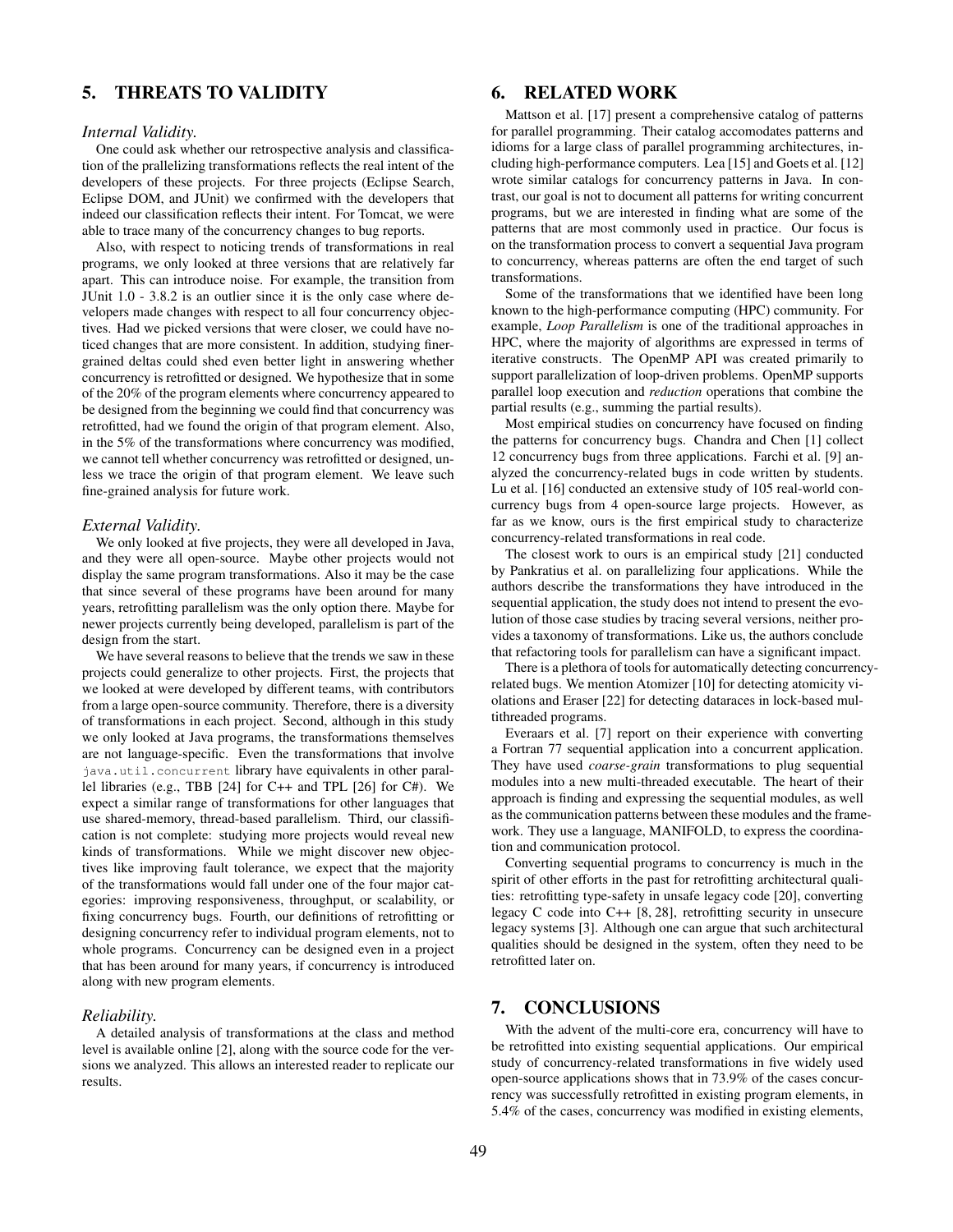## 5. THREATS TO VALIDITY

### *Internal Validity.*

One could ask whether our retrospective analysis and classification of the prallelizing transformations reflects the real intent of the developers of these projects. For three projects (Eclipse Search, Eclipse DOM, and JUnit) we confirmed with the developers that indeed our classification reflects their intent. For Tomcat, we were able to trace many of the concurrency changes to bug reports.

Also, with respect to noticing trends of transformations in real programs, we only looked at three versions that are relatively far apart. This can introduce noise. For example, the transition from JUnit 1.0 - 3.8.2 is an outlier since it is the only case where developers made changes with respect to all four concurrency objectives. Had we picked versions that were closer, we could have noticed changes that are more consistent. In addition, studying finer-grained deltas could shed even better light in answering whether concurrency is retrofitted or designed. We hypothesize that in some of the 20% of the program elements where concurrency appeared to be designed from the beginning we could find that concurrency was retrofitted, had we found the origin of that program element. Also, in the 5% of the transformations where concurrency was modified, we cannot tell whether concurrency was retrofitted or designed, unless we trace the origin of that program element. We leave such fine-grained analysis for future work.

### *External Validity.*

We only looked at five projects, they were all developed in Java, and they were all open-source. Maybe other projects would not display the same program transformations. Also it may be the case that since several of these programs have been around for many years, retrofitting parallelism was the only option there. Maybe for newer projects currently being developed, parallelism is part of the design from the start.

We have several reasons to believe that the trends we saw in these projects could generalize to other projects. First, the projects that we looked at were developed by different teams, with contributors from a large open-source community. Therefore, there is a diversity of transformations in each project. Second, although in this study we only looked at Java programs, the transformations themselves are not language-specific. Even the transformations that involve `java.util.concurrent` library have equivalents in other parallel libraries (e.g., TBB [24] for C++ and TPL [26] for C#). We expect a similar range of transformations for other languages that use shared-memory, thread-based parallelism. Third, our classification is not complete: studying more projects would reveal new kinds of transformations. While we might discover new objectives like improving fault tolerance, we expect that the majority of the transformations would fall under one of the four major categories: improving responsiveness, throughput, or scalability, or fixing concurrency bugs. Fourth, our definitions of retrofitting or designing concurrency refer to individual program elements, not to whole programs. Concurrency can be designed even in a project that has been around for many years, if concurrency is introduced along with new program elements.

### *Reliability.*

A detailed analysis of transformations at the class and method level is available online [2], along with the source code for the versions we analyzed. This allows an interested reader to replicate our results.

## 6. RELATED WORK

Mattson et al. [17] present a comprehensive catalog of patterns for parallel programming. Their catalog accomodates patterns and idioms for a large class of parallel programming architectures, including high-performance computers. Lea [15] and Goets et al. [12] wrote similar catalogs for concurrency patterns in Java. In contrast, our goal is not to document all patterns for writing concurrent programs, but we are interested in finding what are some of the patterns that are most commonly used in practice. Our focus is on the transformation process to convert a sequential Java program to concurrency, whereas patterns are often the end target of such transformations.

Some of the transformations that we identified have been long known to the high-performance computing (HPC) community. For example, *Loop Parallelism* is one of the traditional approaches in HPC, where the majority of algorithms are expressed in terms of iterative constructs. The OpenMP API was created primarily to support parallelization of loop-driven problems. OpenMP supports parallel loop execution and *reduction* operations that combine the partial results (e.g., summing the partial results).

Most empirical studies on concurrency have focused on finding the patterns for concurrency bugs. Chandra and Chen [1] collect 12 concurrency bugs from three applications. Farchi et al. [9] analyzed the concurrency-related bugs in code written by students. Lu et al. [16] conducted an extensive study of 105 real-world concurrency bugs from 4 open-source large projects. However, as far as we know, ours is the first empirical study to characterize concurrency-related transformations in real code.

The closest work to ours is an empirical study [21] conducted by Pankratius et al. on parallelizing four applications. While the authors describe the transformations they have introduced in the sequential application, the study does not intend to present the evolution of those case studies by tracing several versions, neither provides a taxonomy of transformations. Like us, the authors conclude that refactoring tools for parallelism can have a significant impact.

There is a plethora of tools for automatically detecting concurrency-related bugs. We mention Atomizer [10] for detecting atomicity violations and Eraser [22] for detecting dataraces in lock-based multithreaded programs.

Everaars et al. [7] report on their experience with converting a Fortran 77 sequential application into a concurrent application. They have used *coarse-grain* transformations to plug sequential modules into a new multi-threaded executable. The heart of their approach is finding and expressing the sequential modules, as well as the communication patterns between these modules and the framework. They use a language, MANIFOLD, to express the coordination and communication protocol.

Converting sequential programs to concurrency is much in the spirit of other efforts in the past for retrofitting architectural qualities: retrofitting type-safety in unsafe legacy code [20], converting legacy C code into C++ [8, 28], retrofitting security in unsecure legacy systems [3]. Although one can argue that such architectural qualities should be designed in the system, often they need to be retrofitted later on.

## 7. CONCLUSIONS

With the advent of the multi-core era, concurrency will have to be retrofitted into existing sequential applications. Our empirical study of concurrency-related transformations in five widely used open-source applications shows that in 73.9% of the cases concurrency was successfully retrofitted in existing program elements, in 5.4% of the cases, concurrency was modified in existing elements,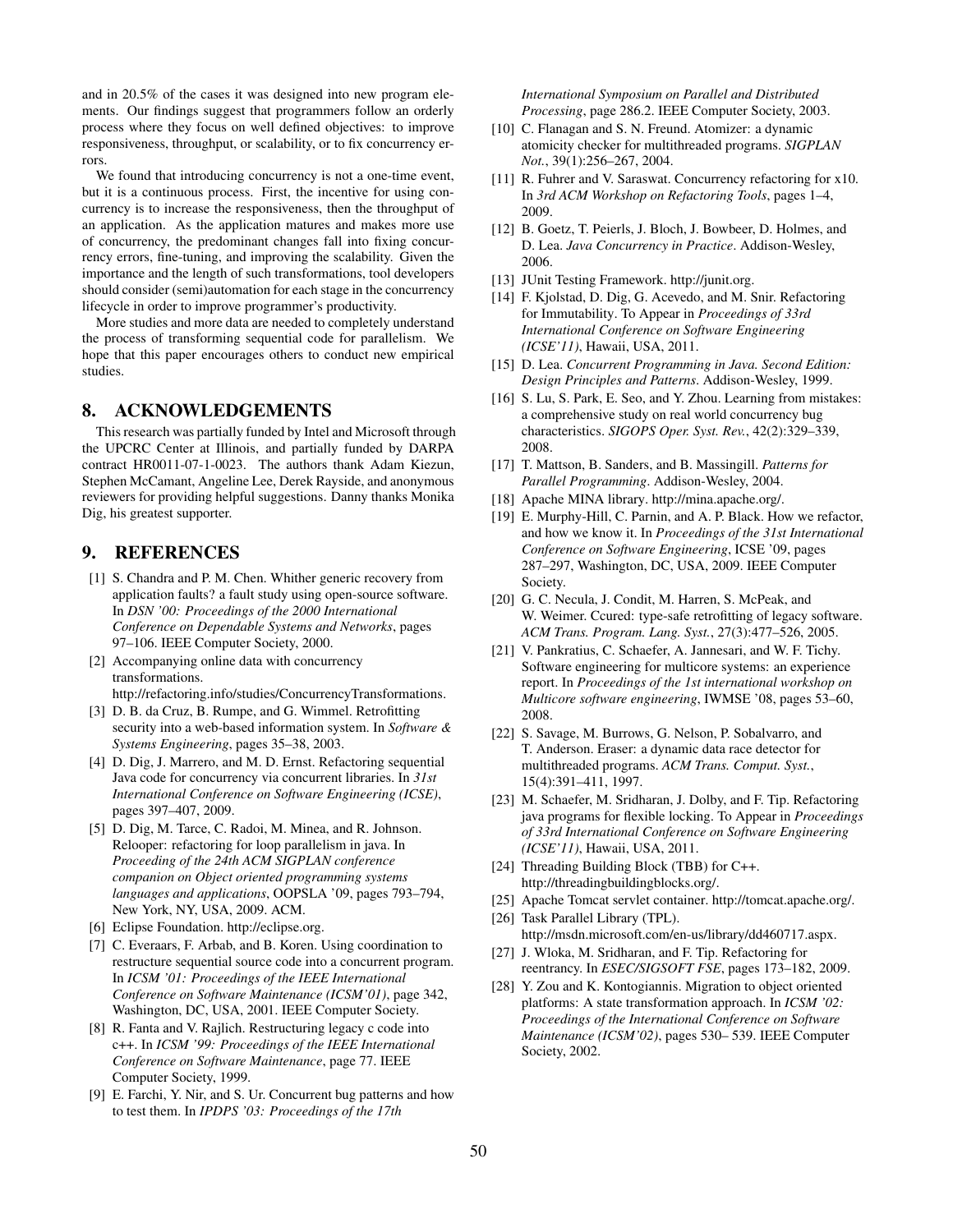and in 20.5% of the cases it was designed into new program elements. Our findings suggest that programmers follow an orderly process where they focus on well defined objectives: to improve responsiveness, throughput, or scalability, or to fix concurrency errors.

We found that introducing concurrency is not a one-time event, but it is a continuous process. First, the incentive for using concurrency is to increase the responsiveness, then the throughput of an application. As the application matures and makes more use of concurrency, the predominant changes fall into fixing concurrency errors, fine-tuning, and improving the scalability. Given the importance and the length of such transformations, tool developers should consider (semi)automation for each stage in the concurrency lifecycle in order to improve programmer's productivity.

More studies and more data are needed to completely understand the process of transforming sequential code for parallelism. We hope that this paper encourages others to conduct new empirical studies.

## 8. ACKNOWLEDGEMENTS

This research was partially funded by Intel and Microsoft through the UPCRC Center at Illinois, and partially funded by DARPA contract HR0011-07-1-0023. The authors thank Adam Kiezun, Stephen McCamant, Angeline Lee, Derek Rayside, and anonymous reviewers for providing helpful suggestions. Danny thanks Monika Dig, his greatest supporter.

## 9. REFERENCES

[1] S. Chandra and P. M. Chen. Whither generic recovery from application faults? a fault study using open-source software. In *DSN '00: Proceedings of the 2000 International Conference on Dependable Systems and Networks*, pages 97–106. IEEE Computer Society, 2000.

[2] Accompanying online data with concurrency transformations. http://refactoring.info/studies/ConcurrencyTransformations.

[3] D. B. da Cruz, B. Rumpe, and G. Wimmel. Retrofitting security into a web-based information system. In *Software & Systems Engineering*, pages 35–38, 2003.

[4] D. Dig, J. Marrero, and M. D. Ernst. Refactoring sequential Java code for concurrency via concurrent libraries. In *31st International Conference on Software Engineering (ICSE)*, pages 397–407, 2009.

[5] D. Dig, M. Tarce, C. Radoi, M. Minea, and R. Johnson. Relooper: refactoring for loop parallelism in java. In *Proceeding of the 24th ACM SIGPLAN conference companion on Object oriented programming systems languages and applications*, OOPSLA '09, pages 793–794, New York, NY, USA, 2009. ACM.

[6] Eclipse Foundation. http://eclipse.org.

[7] C. Everaars, F. Arbab, and B. Koren. Using coordination to restructure sequential source code into a concurrent program. In *ICSM '01: Proceedings of the IEEE International Conference on Software Maintenance (ICSM'01)*, page 342, Washington, DC, USA, 2001. IEEE Computer Society.

[8] R. Fanta and V. Rajlich. Restructuring legacy c code into c++. In *ICSM '99: Proceedings of the IEEE International Conference on Software Maintenance*, page 77. IEEE Computer Society, 1999.

[9] E. Farchi, Y. Nir, and S. Ur. Concurrent bug patterns and how to test them. In *IPDPS '03: Proceedings of the 17th International Symposium on Parallel and Distributed Processing*, page 286.2. IEEE Computer Society, 2003.

[10] C. Flanagan and S. N. Freund. Atomizer: a dynamic atomicity checker for multithreaded programs. *SIGPLAN Not.*, 39(1):256–267, 2004.

[11] R. Fuhrer and V. Saraswat. Concurrency refactoring for x10. In *3rd ACM Workshop on Refactoring Tools*, pages 1–4, 2009.

[12] B. Goetz, T. Peierls, J. Bloch, J. Bowbeer, D. Holmes, and D. Lea. *Java Concurrency in Practice*. Addison-Wesley, 2006.

[13] JUnit Testing Framework. http://junit.org.

[14] F. Kjolstad, D. Dig, G. Acevedo, and M. Snir. Refactoring for Immutability. To Appear in *Proceedings of 33rd International Conference on Software Engineering (ICSE'11)*, Hawaii, USA, 2011.

[15] D. Lea. *Concurrent Programming in Java. Second Edition: Design Principles and Patterns*. Addison-Wesley, 1999.

[16] S. Lu, S. Park, E. Seo, and Y. Zhou. Learning from mistakes: a comprehensive study on real world concurrency bug characteristics. *SIGOPS Oper. Syst. Rev.*, 42(2):329–339, 2008.

[17] T. Mattson, B. Sanders, and B. Massingill. *Patterns for Parallel Programming*. Addison-Wesley, 2004.

[18] Apache MINA library. http://mina.apache.org/.

[19] E. Murphy-Hill, C. Parnin, and A. P. Black. How we refactor, and how we know it. In *Proceedings of the 31st International Conference on Software Engineering*, ICSE '09, pages 287–297, Washington, DC, USA, 2009. IEEE Computer Society.

[20] G. C. Necula, J. Condit, M. Harren, S. McPeak, and W. Weimer. Ccured: type-safe retrofitting of legacy software. *ACM Trans. Program. Lang. Syst.*, 27(3):477–526, 2005.

[21] V. Pankratius, C. Schaefer, A. Jannesari, and W. F. Tichy. Software engineering for multicore systems: an experience report. In *Proceedings of the 1st international workshop on Multicore software engineering*, IWMSE '08, pages 53–60, 2008.

[22] S. Savage, M. Burrows, G. Nelson, P. Sobalvarro, and T. Anderson. Eraser: a dynamic data race detector for multithreaded programs. *ACM Trans. Comput. Syst.*, 15(4):391–411, 1997.

[23] M. Schaefer, M. Sridharan, J. Dolby, and F. Tip. Refactoring java programs for flexible locking. To Appear in *Proceedings of 33rd International Conference on Software Engineering (ICSE'11)*, Hawaii, USA, 2011.

[24] Threading Building Block (TBB) for C++. http://threadingbuildingblocks.org/.

[25] Apache Tomcat servlet container. http://tomcat.apache.org/.

[26] Task Parallel Library (TPL). http://msdn.microsoft.com/en-us/library/dd460717.aspx.

[27] J. Wloka, M. Sridharan, and F. Tip. Refactoring for reentrancy. In *ESEC/SIGSOFT FSE*, pages 173–182, 2009.

[28] Y. Zou and K. Kontogiannis. Migration to object oriented platforms: A state transformation approach. In *ICSM '02: Proceedings of the International Conference on Software Maintenance (ICSM'02)*, pages 530– 539. IEEE Computer Society, 2002.